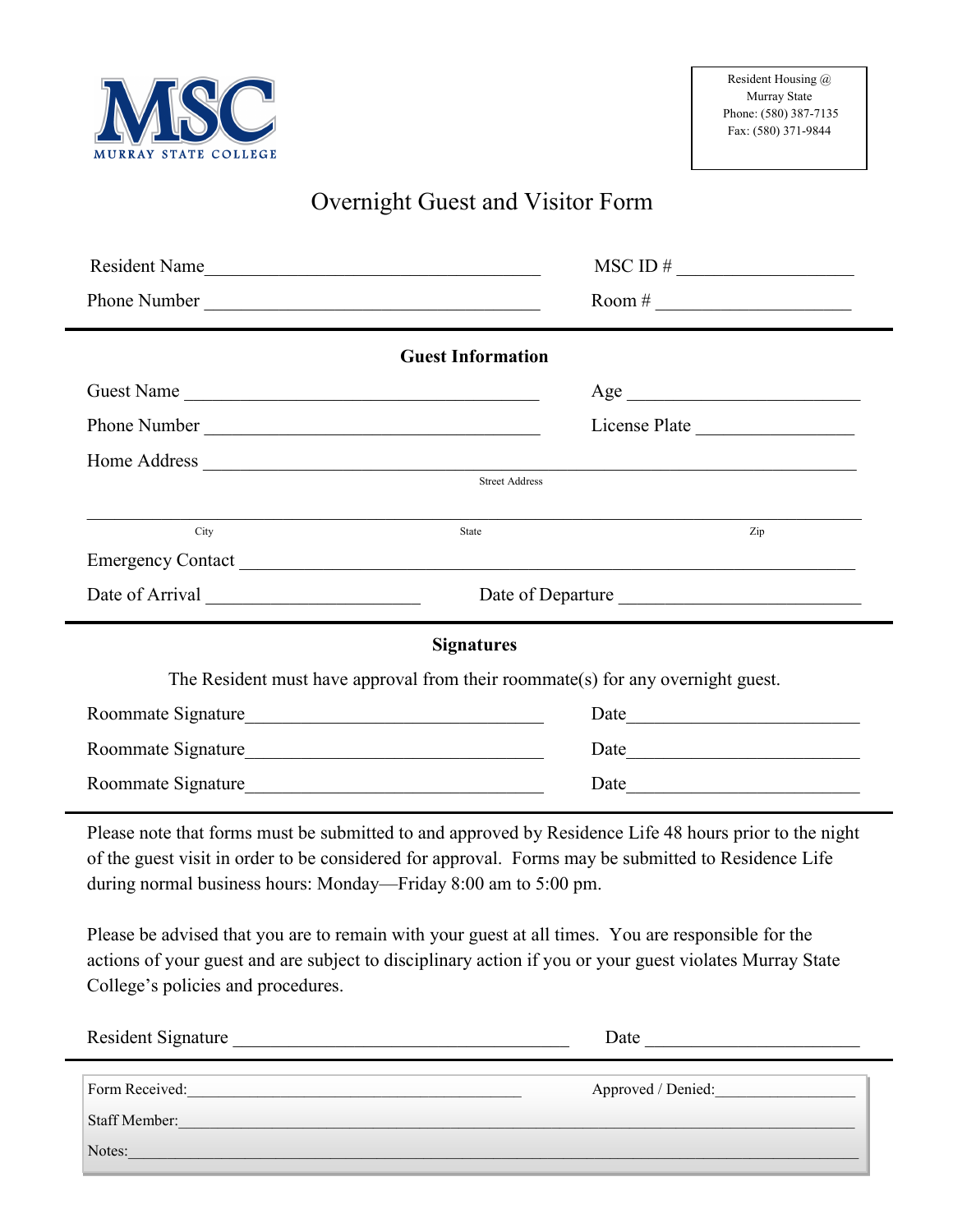MSC
MURRAY STATE COLLEGE

Resident Housing @
Murray State
Phone: (580) 387-7135
Fax: (580) 371-9844

# Overnight Guest and Visitor Form

Resident Name ____________________________________ MSC ID # __________________

Phone Number ____________________________________ Room # ____________________

## Guest Information

Guest Name ______________________________________ Age ________________________

Phone Number ____________________________________ License Plate ________________

Home Address ______________________________________________________________________
Street Address

__________________________________________________________________________________
City State Zip

Emergency Contact __________________________________________________________________

Date of Arrival ______________________ Date of Departure _________________________

## Signatures

The Resident must have approval from their roommate(s) for any overnight guest.

Roommate Signature________________________________ Date________________________

Roommate Signature________________________________ Date________________________

Roommate Signature________________________________ Date________________________

Please note that forms must be submitted to and approved by Residence Life 48 hours prior to the night of the guest visit in order to be considered for approval. Forms may be submitted to Residence Life during normal business hours: Monday—Friday 8:00 am to 5:00 pm.

Please be advised that you are to remain with your guest at all times. You are responsible for the actions of your guest and are subject to disciplinary action if you or your guest violates Murray State College's policies and procedures.

Resident Signature ____________________________________ Date ______________________

Form Received:_________________________________________ Approved / Denied:________________

Staff Member:_________________________________________________________________________

Notes:_______________________________________________________________________________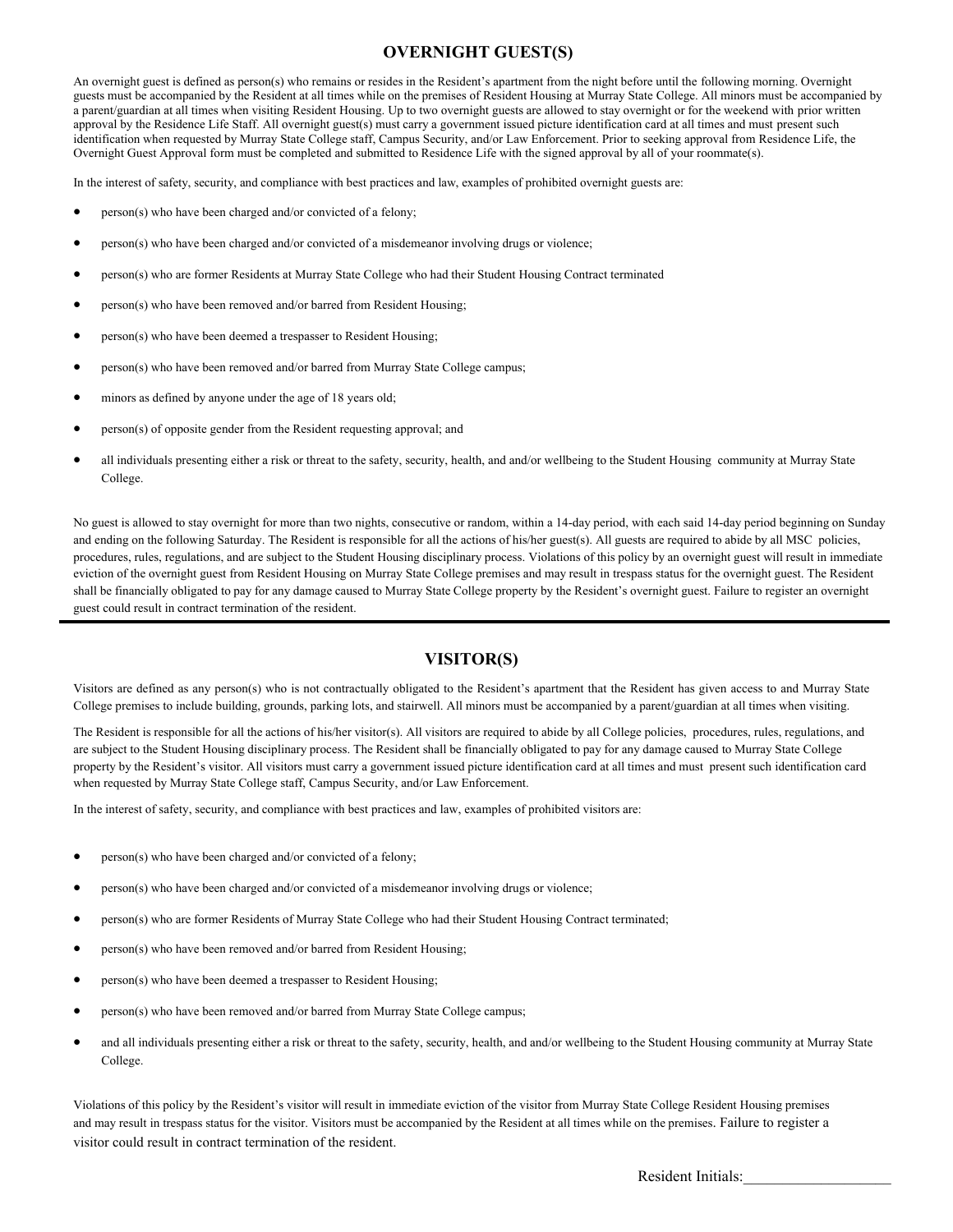## OVERNIGHT GUEST(S)

An overnight guest is defined as person(s) who remains or resides in the Resident's apartment from the night before until the following morning. Overnight guests must be accompanied by the Resident at all times while on the premises of Resident Housing at Murray State College. All minors must be accompanied by a parent/guardian at all times when visiting Resident Housing. Up to two overnight guests are allowed to stay overnight or for the weekend with prior written approval by the Residence Life Staff. All overnight guest(s) must carry a government issued picture identification card at all times and must present such identification when requested by Murray State College staff, Campus Security, and/or Law Enforcement. Prior to seeking approval from Residence Life, the Overnight Guest Approval form must be completed and submitted to Residence Life with the signed approval by all of your roommate(s).

In the interest of safety, security, and compliance with best practices and law, examples of prohibited overnight guests are:

- person(s) who have been charged and/or convicted of a felony;
- person(s) who have been charged and/or convicted of a misdemeanor involving drugs or violence;
- person(s) who are former Residents at Murray State College who had their Student Housing Contract terminated
- person(s) who have been removed and/or barred from Resident Housing;
- person(s) who have been deemed a trespasser to Resident Housing;
- person(s) who have been removed and/or barred from Murray State College campus;
- minors as defined by anyone under the age of 18 years old;
- person(s) of opposite gender from the Resident requesting approval; and
- all individuals presenting either a risk or threat to the safety, security, health, and and/or wellbeing to the Student Housing community at Murray State College.

No guest is allowed to stay overnight for more than two nights, consecutive or random, within a 14-day period, with each said 14-day period beginning on Sunday and ending on the following Saturday. The Resident is responsible for all the actions of his/her guest(s). All guests are required to abide by all MSC policies, procedures, rules, regulations, and are subject to the Student Housing disciplinary process. Violations of this policy by an overnight guest will result in immediate eviction of the overnight guest from Resident Housing on Murray State College premises and may result in trespass status for the overnight guest. The Resident shall be financially obligated to pay for any damage caused to Murray State College property by the Resident's overnight guest. Failure to register an overnight guest could result in contract termination of the resident.

---

## VISITOR(S)

Visitors are defined as any person(s) who is not contractually obligated to the Resident's apartment that the Resident has given access to and Murray State College premises to include building, grounds, parking lots, and stairwell. All minors must be accompanied by a parent/guardian at all times when visiting.

The Resident is responsible for all the actions of his/her visitor(s). All visitors are required to abide by all College policies, procedures, rules, regulations, and are subject to the Student Housing disciplinary process. The Resident shall be financially obligated to pay for any damage caused to Murray State College property by the Resident's visitor. All visitors must carry a government issued picture identification card at all times and must present such identification card when requested by Murray State College staff, Campus Security, and/or Law Enforcement.

In the interest of safety, security, and compliance with best practices and law, examples of prohibited visitors are:

- person(s) who have been charged and/or convicted of a felony;
- person(s) who have been charged and/or convicted of a misdemeanor involving drugs or violence;
- person(s) who are former Residents of Murray State College who had their Student Housing Contract terminated;
- person(s) who have been removed and/or barred from Resident Housing;
- person(s) who have been deemed a trespasser to Resident Housing;
- person(s) who have been removed and/or barred from Murray State College campus;
- and all individuals presenting either a risk or threat to the safety, security, health, and and/or wellbeing to the Student Housing community at Murray State College.

Violations of this policy by the Resident's visitor will result in immediate eviction of the visitor from Murray State College Resident Housing premises and may result in trespass status for the visitor. Visitors must be accompanied by the Resident at all times while on the premises. Failure to register a visitor could result in contract termination of the resident.

Resident Initials:___________________